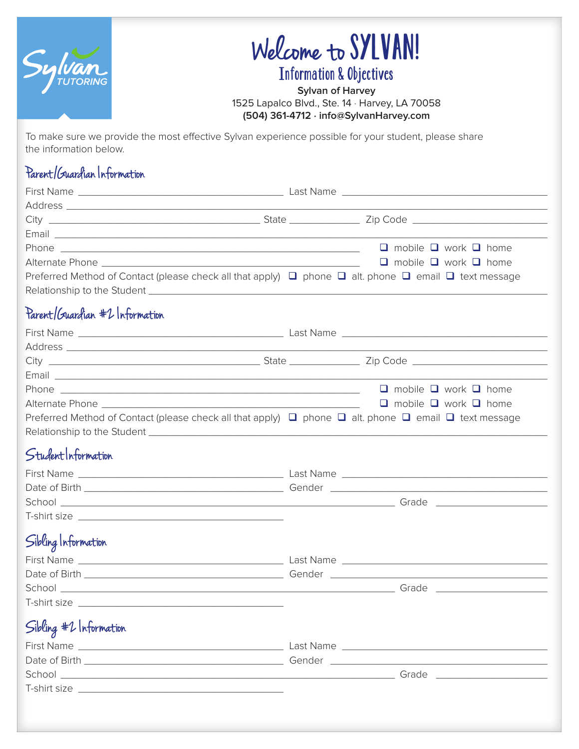Sylvan TUTORING

# Welcome to SYLVAN!

## Information & Objectives

**Sylvan of Harvey**
1525 Lapalco Blvd., Ste. 14 · Harvey, LA 70058
**(504) 361-4712 · info@SylvanHarvey.com**

To make sure we provide the most effective Sylvan experience possible for your student, please share the information below.

### Parent/Guardian Information

First Name ______________________ Last Name ______________________
Address ______________________________________________
City ______________________ State __________ Zip Code ______________
Email ______________________________________________
Phone ______________________________ ☐ mobile ☐ work ☐ home
Alternate Phone ______________________ ☐ mobile ☐ work ☐ home
Preferred Method of Contact (please check all that apply) ☐ phone ☐ alt. phone ☐ email ☐ text message
Relationship to the Student ______________________________________________

### Parent/Guardian #2 Information

First Name ______________________ Last Name ______________________
Address ______________________________________________
City ______________________ State __________ Zip Code ______________
Email ______________________________________________
Phone ______________________________ ☐ mobile ☐ work ☐ home
Alternate Phone ______________________ ☐ mobile ☐ work ☐ home
Preferred Method of Contact (please check all that apply) ☐ phone ☐ alt. phone ☐ email ☐ text message
Relationship to the Student ______________________________________________

### Student Information

First Name ______________________ Last Name ______________________
Date of Birth ______________________ Gender ______________________
School ______________________________________ Grade ______________
T-shirt size ______________________

### Sibling Information

First Name ______________________ Last Name ______________________
Date of Birth ______________________ Gender ______________________
School ______________________________________ Grade ______________
T-shirt size ______________________

### Sibling #2 Information

First Name ______________________ Last Name ______________________
Date of Birth ______________________ Gender ______________________
School ______________________________________ Grade ______________
T-shirt size ______________________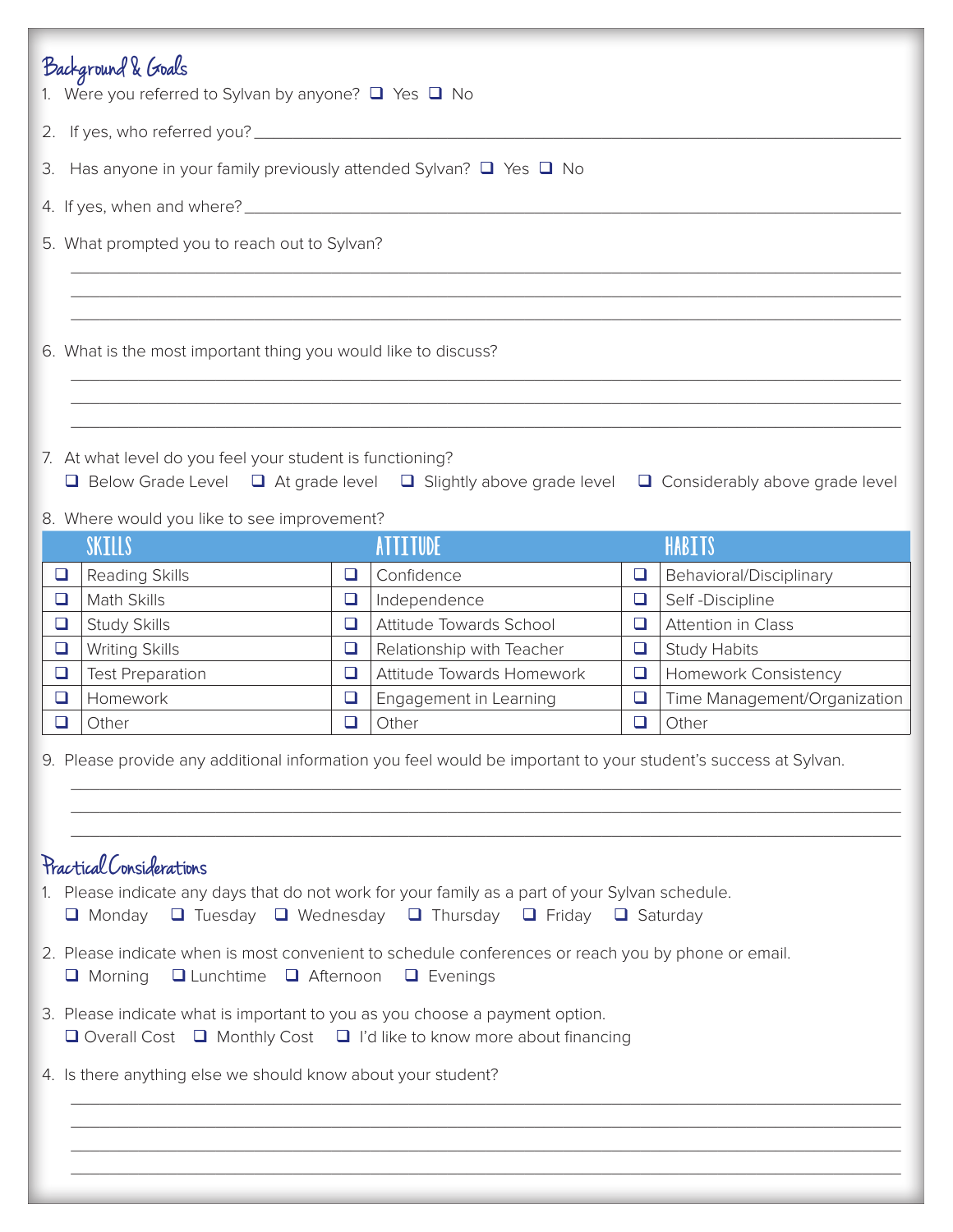## Background & Goals

1. Were you referred to Sylvan by anyone? ☐ Yes ☐ No

2. If yes, who referred you? ______________________________

3. Has anyone in your family previously attended Sylvan? ☐ Yes ☐ No

4. If yes, when and where? ______________________________

5. What prompted you to reach out to Sylvan?

______________________________

______________________________

______________________________

6. What is the most important thing you would like to discuss?

______________________________

______________________________

______________________________

7. At what level do you feel your student is functioning?
   ☐ Below Grade Level ☐ At grade level ☐ Slightly above grade level ☐ Considerably above grade level

8. Where would you like to see improvement?

| | SKILLS | | ATTITUDE | | HABITS |
|---|---|---|---|---|---|
| ☐ | Reading Skills | ☐ | Confidence | ☐ | Behavioral/Disciplinary |
| ☐ | Math Skills | ☐ | Independence | ☐ | Self -Discipline |
| ☐ | Study Skills | ☐ | Attitude Towards School | ☐ | Attention in Class |
| ☐ | Writing Skills | ☐ | Relationship with Teacher | ☐ | Study Habits |
| ☐ | Test Preparation | ☐ | Attitude Towards Homework | ☐ | Homework Consistency |
| ☐ | Homework | ☐ | Engagement in Learning | ☐ | Time Management/Organization |
| ☐ | Other | ☐ | Other | ☐ | Other |

9. Please provide any additional information you feel would be important to your student's success at Sylvan.

______________________________

______________________________

______________________________

## Practical Considerations

1. Please indicate any days that do not work for your family as a part of your Sylvan schedule.
   ☐ Monday ☐ Tuesday ☐ Wednesday ☐ Thursday ☐ Friday ☐ Saturday

2. Please indicate when is most convenient to schedule conferences or reach you by phone or email.
   ☐ Morning ☐ Lunchtime ☐ Afternoon ☐ Evenings

3. Please indicate what is important to you as you choose a payment option.
   ☐ Overall Cost ☐ Monthly Cost ☐ I'd like to know more about financing

4. Is there anything else we should know about your student?

______________________________

______________________________

______________________________

______________________________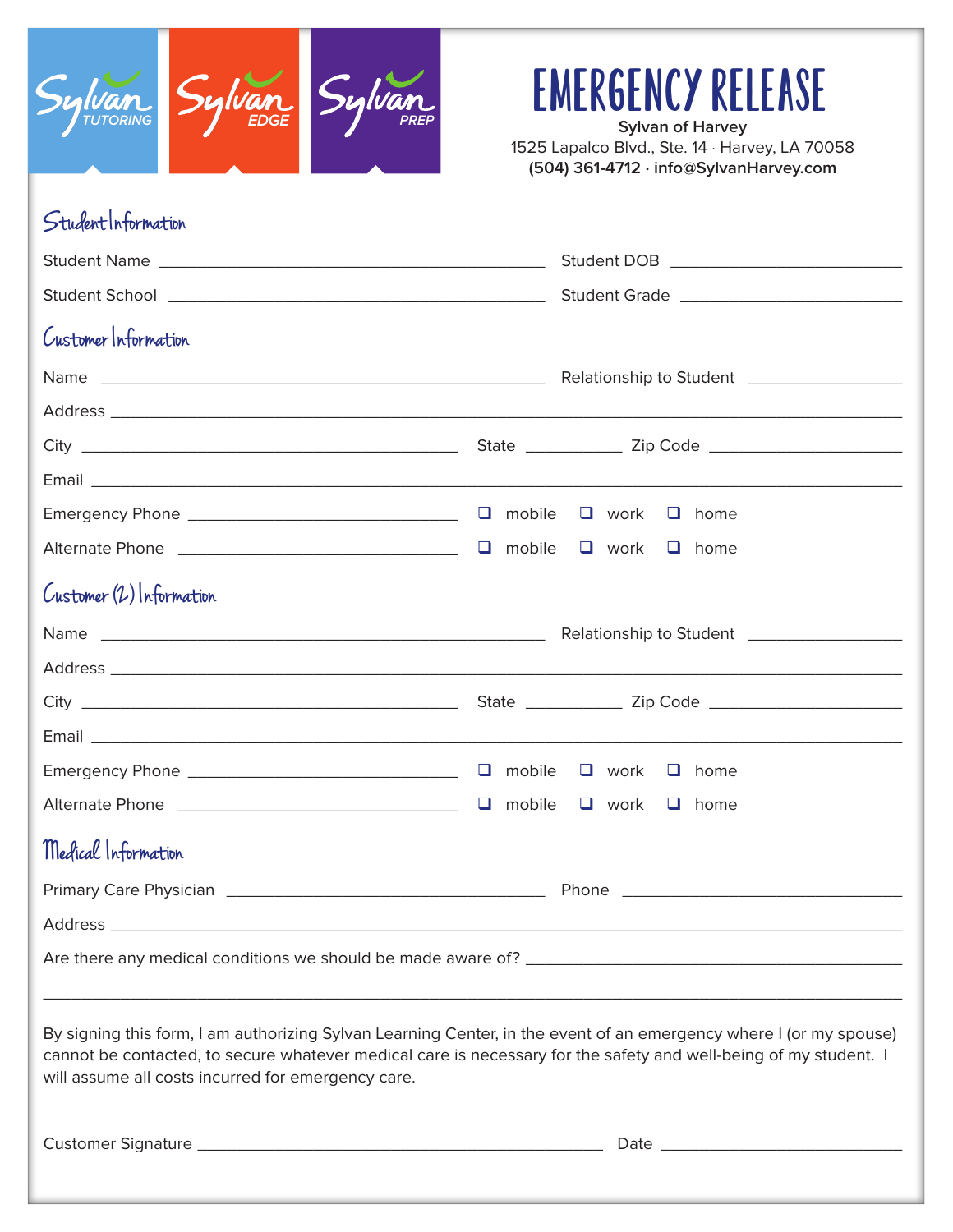Sylvan TUTORING · Sylvan EDGE · Sylvan PREP

# EMERGENCY RELEASE

**Sylvan of Harvey**
1525 Lapalco Blvd., Ste. 14 · Harvey, LA 70058
**(504) 361-4712 · info@SylvanHarvey.com**

## Student Information

Student Name ______________________________ Student DOB ____________________

Student School ______________________________ Student Grade ____________________

## Customer Information

Name ______________________________ Relationship to Student ____________________

Address ______________________________________________________________

City ______________________ State __________ Zip Code ____________________

Email ______________________________________________________________

Emergency Phone ______________________ ❑ mobile ❑ work ❑ home

Alternate Phone ______________________ ❑ mobile ❑ work ❑ home

## Customer (2) Information

Name ______________________________ Relationship to Student ____________________

Address ______________________________________________________________

City ______________________ State __________ Zip Code ____________________

Email ______________________________________________________________

Emergency Phone ______________________ ❑ mobile ❑ work ❑ home

Alternate Phone ______________________ ❑ mobile ❑ work ❑ home

## Medical Information

Primary Care Physician ______________________ Phone ____________________

Address ______________________________________________________________

Are there any medical conditions we should be made aware of? ______________________________

______________________________________________________________

By signing this form, I am authorizing Sylvan Learning Center, in the event of an emergency where I (or my spouse) cannot be contacted, to secure whatever medical care is necessary for the safety and well-being of my student. I will assume all costs incurred for emergency care.

Customer Signature ______________________________ Date ____________________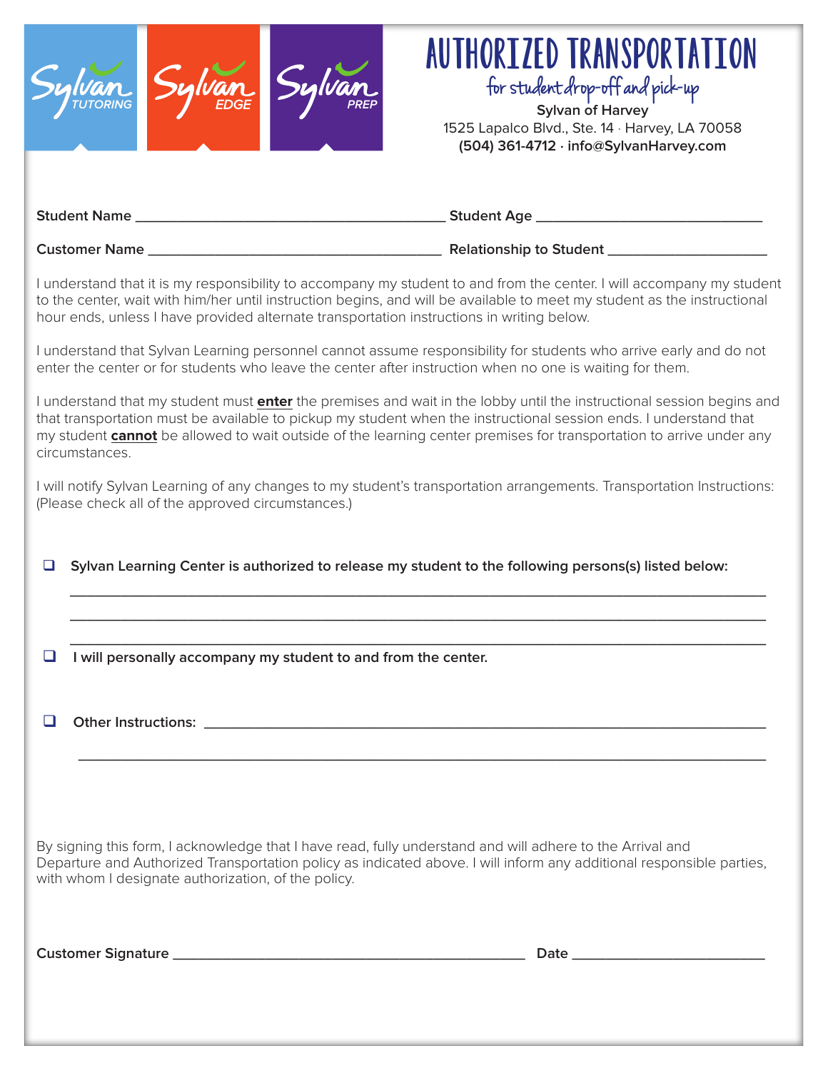# AUTHORIZED TRANSPORTATION

*for student drop-off and pick-up*

**Sylvan of Harvey**
1525 Lapalco Blvd., Ste. 14 · Harvey, LA 70058
**(504) 361-4712 · info@SylvanHarvey.com**

**Student Name** ______________________________________ **Student Age** ___________________________

**Customer Name** ____________________________________ **Relationship to Student** __________________

I understand that it is my responsibility to accompany my student to and from the center. I will accompany my student to the center, wait with him/her until instruction begins, and will be available to meet my student as the instructional hour ends, unless I have provided alternate transportation instructions in writing below.

I understand that Sylvan Learning personnel cannot assume responsibility for students who arrive early and do not enter the center or for students who leave the center after instruction when no one is waiting for them.

I understand that my student must **enter** the premises and wait in the lobby until the instructional session begins and that transportation must be available to pickup my student when the instructional session ends. I understand that my student **cannot** be allowed to wait outside of the learning center premises for transportation to arrive under any circumstances.

I will notify Sylvan Learning of any changes to my student's transportation arrangements. Transportation Instructions: (Please check all of the approved circumstances.)

- ☐ **Sylvan Learning Center is authorized to release my student to the following persons(s) listed below:**

  ____________________________________________________________________________

  ____________________________________________________________________________

  ____________________________________________________________________________

- ☐ **I will personally accompany my student to and from the center.**

- ☐ **Other Instructions:** ______________________________________________________________

  ____________________________________________________________________________

By signing this form, I acknowledge that I have read, fully understand and will adhere to the Arrival and Departure and Authorized Transportation policy as indicated above. I will inform any additional responsible parties, with whom I designate authorization, of the policy.

**Customer Signature** ___________________________________________ **Date** ______________________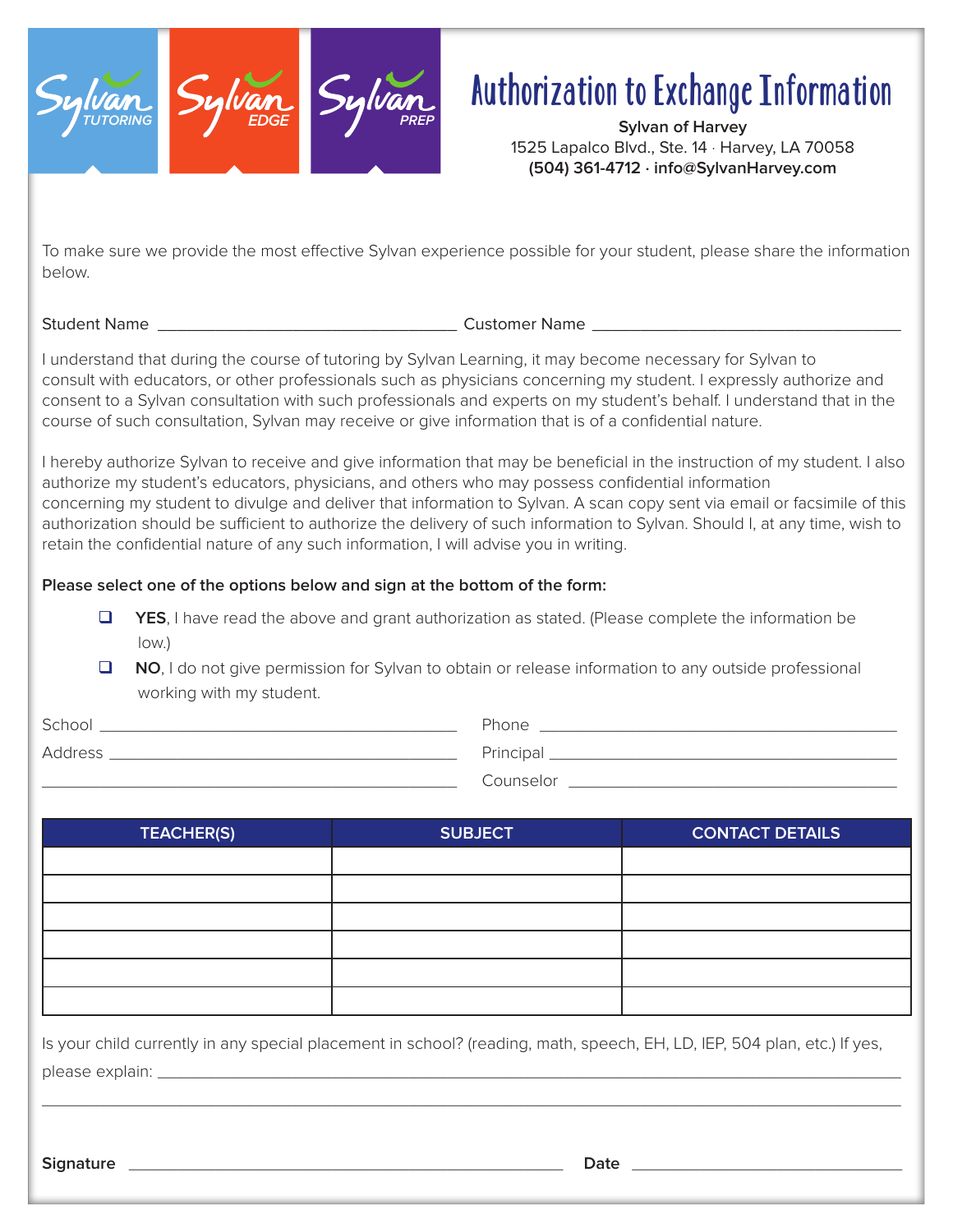Sylvan TUTORING | Sylvan EDGE | Sylvan PREP

# Authorization to Exchange Information

**Sylvan of Harvey**
1525 Lapalco Blvd., Ste. 14 · Harvey, LA 70058
**(504) 361-4712 · info@SylvanHarvey.com**

To make sure we provide the most effective Sylvan experience possible for your student, please share the information below.

Student Name ________________________________ Customer Name ________________________________

I understand that during the course of tutoring by Sylvan Learning, it may become necessary for Sylvan to consult with educators, or other professionals such as physicians concerning my student. I expressly authorize and consent to a Sylvan consultation with such professionals and experts on my student's behalf. I understand that in the course of such consultation, Sylvan may receive or give information that is of a confidential nature.

I hereby authorize Sylvan to receive and give information that may be beneficial in the instruction of my student. I also authorize my student's educators, physicians, and others who may possess confidential information concerning my student to divulge and deliver that information to Sylvan. A scan copy sent via email or facsimile of this authorization should be sufficient to authorize the delivery of such information to Sylvan. Should I, at any time, wish to retain the confidential nature of any such information, I will advise you in writing.

**Please select one of the options below and sign at the bottom of the form:**

- ☐ **YES**, I have read the above and grant authorization as stated. (Please complete the information be low.)
- ☐ **NO**, I do not give permission for Sylvan to obtain or release information to any outside professional working with my student.

School ________________________________ Phone ________________________________

Address ________________________________ Principal ________________________________

________________________________ Counselor ________________________________

| TEACHER(S) | SUBJECT | CONTACT DETAILS |
|---|---|---|
| | | |
| | | |
| | | |
| | | |
| | | |
| | | |

Is your child currently in any special placement in school? (reading, math, speech, EH, LD, IEP, 504 plan, etc.) If yes, please explain: ________________________________________________________________

________________________________________________________________________________

**Signature** ________________________________________ **Date** ________________________